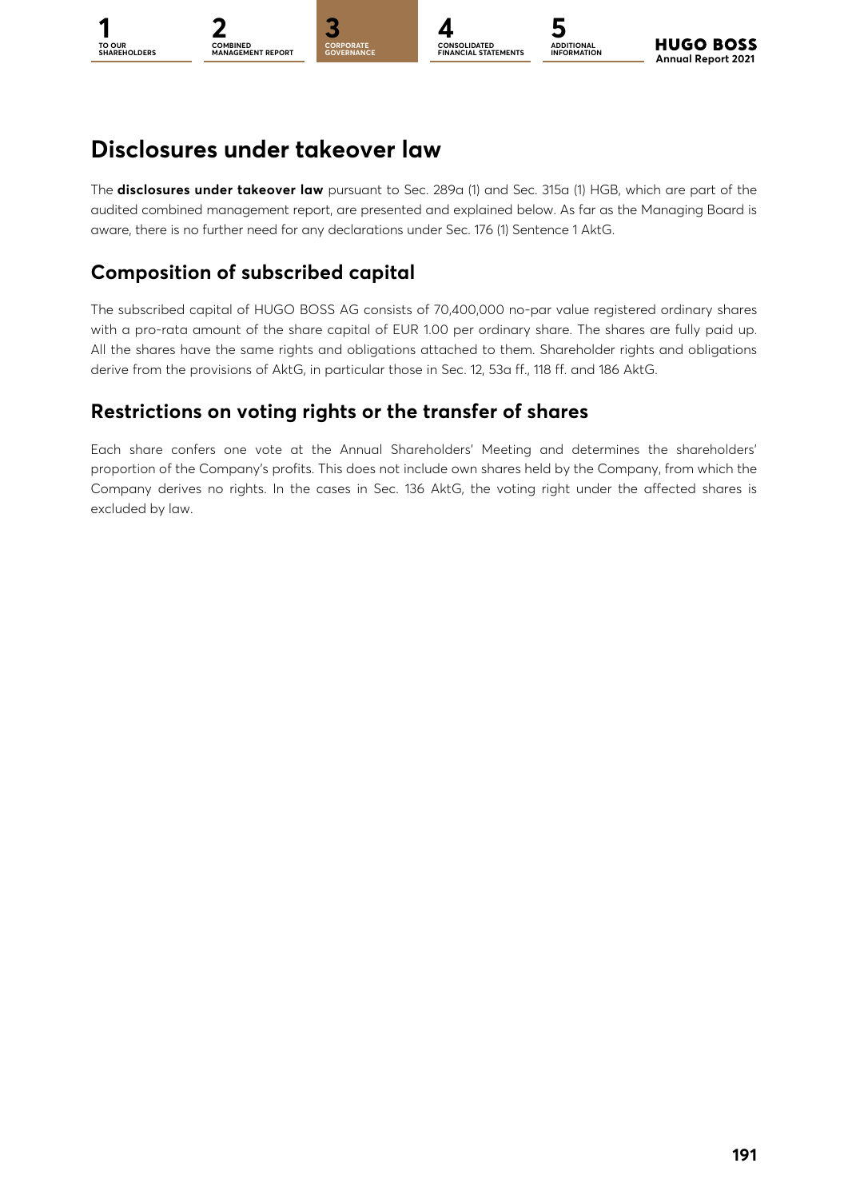# Disclosures under takeover law

The **disclosures under takeover law** pursuant to Sec. 289a (1) and Sec. 315a (1) HGB, which are part of the audited combined management report, are presented and explained below. As far as the Managing Board is aware, there is no further need for any declarations under Sec. 176 (1) Sentence 1 AktG.

## Composition of subscribed capital

The subscribed capital of HUGO BOSS AG consists of 70,400,000 no-par value registered ordinary shares with a pro-rata amount of the share capital of EUR 1.00 per ordinary share. The shares are fully paid up. All the shares have the same rights and obligations attached to them. Shareholder rights and obligations derive from the provisions of AktG, in particular those in Sec. 12, 53a ff., 118 ff. and 186 AktG.

## Restrictions on voting rights or the transfer of shares

Each share confers one vote at the Annual Shareholders' Meeting and determines the shareholders' proportion of the Company's profits. This does not include own shares held by the Company, from which the Company derives no rights. In the cases in Sec. 136 AktG, the voting right under the affected shares is excluded by law.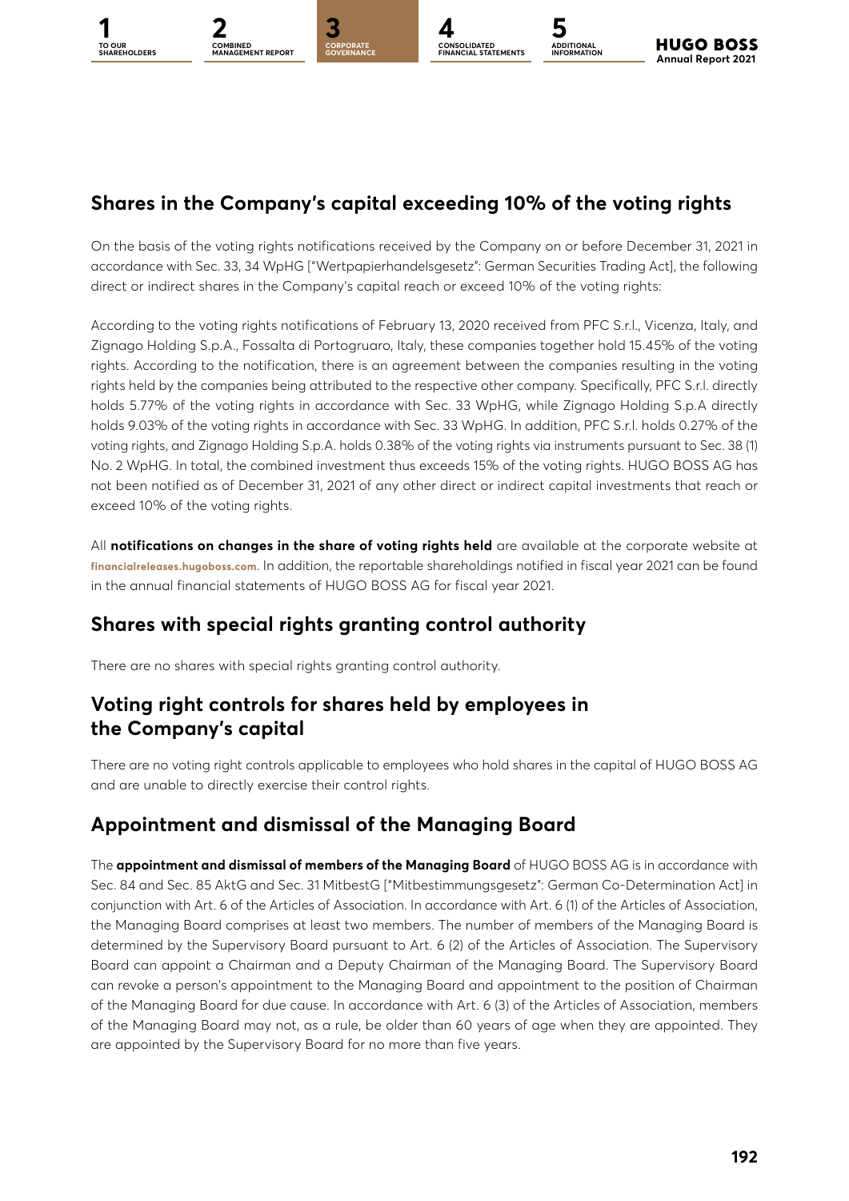## Shares in the Company's capital exceeding 10% of the voting rights

On the basis of the voting rights notifications received by the Company on or before December 31, 2021 in accordance with Sec. 33, 34 WpHG ["Wertpapierhandelsgesetz": German Securities Trading Act], the following direct or indirect shares in the Company's capital reach or exceed 10% of the voting rights:

According to the voting rights notifications of February 13, 2020 received from PFC S.r.l., Vicenza, Italy, and Zignago Holding S.p.A., Fossalta di Portogruaro, Italy, these companies together hold 15.45% of the voting rights. According to the notification, there is an agreement between the companies resulting in the voting rights held by the companies being attributed to the respective other company. Specifically, PFC S.r.l. directly holds 5.77% of the voting rights in accordance with Sec. 33 WpHG, while Zignago Holding S.p.A directly holds 9.03% of the voting rights in accordance with Sec. 33 WpHG. In addition, PFC S.r.l. holds 0.27% of the voting rights, and Zignago Holding S.p.A. holds 0.38% of the voting rights via instruments pursuant to Sec. 38 (1) No. 2 WpHG. In total, the combined investment thus exceeds 15% of the voting rights. HUGO BOSS AG has not been notified as of December 31, 2021 of any other direct or indirect capital investments that reach or exceed 10% of the voting rights.

All **notifications on changes in the share of voting rights held** are available at the corporate website at **financialreleases.hugoboss.com**. In addition, the reportable shareholdings notified in fiscal year 2021 can be found in the annual financial statements of HUGO BOSS AG for fiscal year 2021.

## Shares with special rights granting control authority

There are no shares with special rights granting control authority.

## Voting right controls for shares held by employees in the Company's capital

There are no voting right controls applicable to employees who hold shares in the capital of HUGO BOSS AG and are unable to directly exercise their control rights.

## Appointment and dismissal of the Managing Board

The **appointment and dismissal of members of the Managing Board** of HUGO BOSS AG is in accordance with Sec. 84 and Sec. 85 AktG and Sec. 31 MitbestG ["Mitbestimmungsgesetz": German Co-Determination Act] in conjunction with Art. 6 of the Articles of Association. In accordance with Art. 6 (1) of the Articles of Association, the Managing Board comprises at least two members. The number of members of the Managing Board is determined by the Supervisory Board pursuant to Art. 6 (2) of the Articles of Association. The Supervisory Board can appoint a Chairman and a Deputy Chairman of the Managing Board. The Supervisory Board can revoke a person's appointment to the Managing Board and appointment to the position of Chairman of the Managing Board for due cause. In accordance with Art. 6 (3) of the Articles of Association, members of the Managing Board may not, as a rule, be older than 60 years of age when they are appointed. They are appointed by the Supervisory Board for no more than five years.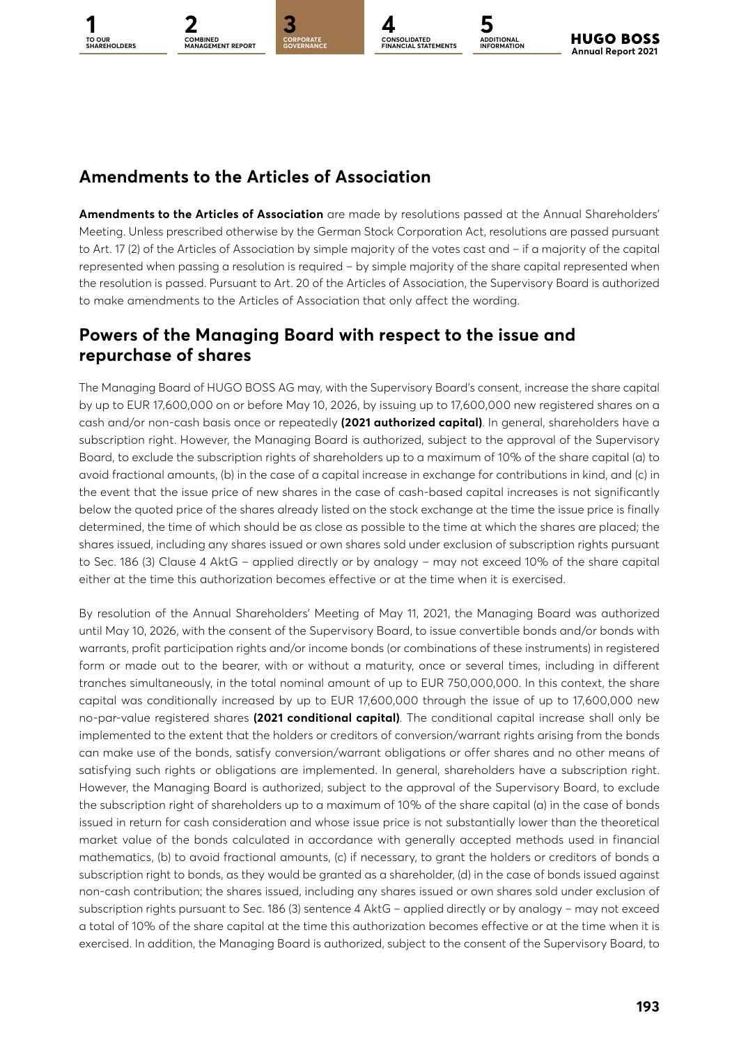## Amendments to the Articles of Association

**Amendments to the Articles of Association** are made by resolutions passed at the Annual Shareholders' Meeting. Unless prescribed otherwise by the German Stock Corporation Act, resolutions are passed pursuant to Art. 17 (2) of the Articles of Association by simple majority of the votes cast and – if a majority of the capital represented when passing a resolution is required – by simple majority of the share capital represented when the resolution is passed. Pursuant to Art. 20 of the Articles of Association, the Supervisory Board is authorized to make amendments to the Articles of Association that only affect the wording.

## Powers of the Managing Board with respect to the issue and repurchase of shares

The Managing Board of HUGO BOSS AG may, with the Supervisory Board's consent, increase the share capital by up to EUR 17,600,000 on or before May 10, 2026, by issuing up to 17,600,000 new registered shares on a cash and/or non-cash basis once or repeatedly **(2021 authorized capital)**. In general, shareholders have a subscription right. However, the Managing Board is authorized, subject to the approval of the Supervisory Board, to exclude the subscription rights of shareholders up to a maximum of 10% of the share capital (a) to avoid fractional amounts, (b) in the case of a capital increase in exchange for contributions in kind, and (c) in the event that the issue price of new shares in the case of cash-based capital increases is not significantly below the quoted price of the shares already listed on the stock exchange at the time the issue price is finally determined, the time of which should be as close as possible to the time at which the shares are placed; the shares issued, including any shares issued or own shares sold under exclusion of subscription rights pursuant to Sec. 186 (3) Clause 4 AktG – applied directly or by analogy – may not exceed 10% of the share capital either at the time this authorization becomes effective or at the time when it is exercised.

By resolution of the Annual Shareholders' Meeting of May 11, 2021, the Managing Board was authorized until May 10, 2026, with the consent of the Supervisory Board, to issue convertible bonds and/or bonds with warrants, profit participation rights and/or income bonds (or combinations of these instruments) in registered form or made out to the bearer, with or without a maturity, once or several times, including in different tranches simultaneously, in the total nominal amount of up to EUR 750,000,000. In this context, the share capital was conditionally increased by up to EUR 17,600,000 through the issue of up to 17,600,000 new no-par-value registered shares **(2021 conditional capital)**. The conditional capital increase shall only be implemented to the extent that the holders or creditors of conversion/warrant rights arising from the bonds can make use of the bonds, satisfy conversion/warrant obligations or offer shares and no other means of satisfying such rights or obligations are implemented. In general, shareholders have a subscription right. However, the Managing Board is authorized, subject to the approval of the Supervisory Board, to exclude the subscription right of shareholders up to a maximum of 10% of the share capital (a) in the case of bonds issued in return for cash consideration and whose issue price is not substantially lower than the theoretical market value of the bonds calculated in accordance with generally accepted methods used in financial mathematics, (b) to avoid fractional amounts, (c) if necessary, to grant the holders or creditors of bonds a subscription right to bonds, as they would be granted as a shareholder, (d) in the case of bonds issued against non-cash contribution; the shares issued, including any shares issued or own shares sold under exclusion of subscription rights pursuant to Sec. 186 (3) sentence 4 AktG – applied directly or by analogy – may not exceed a total of 10% of the share capital at the time this authorization becomes effective or at the time when it is exercised. In addition, the Managing Board is authorized, subject to the consent of the Supervisory Board, to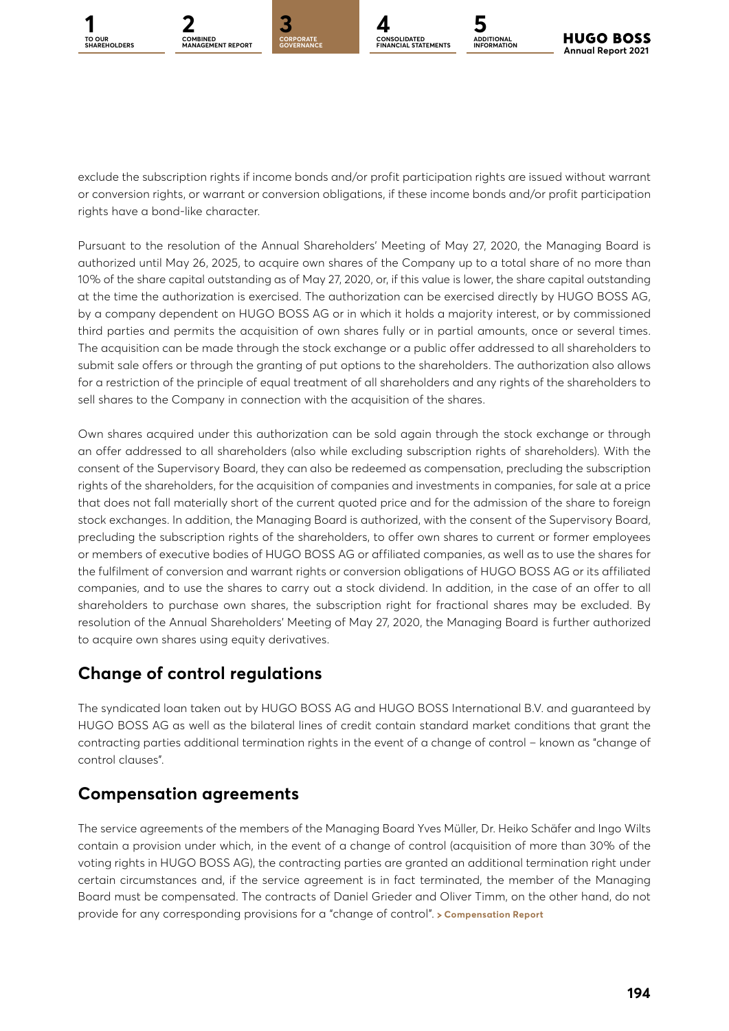exclude the subscription rights if income bonds and/or profit participation rights are issued without warrant or conversion rights, or warrant or conversion obligations, if these income bonds and/or profit participation rights have a bond-like character.

Pursuant to the resolution of the Annual Shareholders' Meeting of May 27, 2020, the Managing Board is authorized until May 26, 2025, to acquire own shares of the Company up to a total share of no more than 10% of the share capital outstanding as of May 27, 2020, or, if this value is lower, the share capital outstanding at the time the authorization is exercised. The authorization can be exercised directly by HUGO BOSS AG, by a company dependent on HUGO BOSS AG or in which it holds a majority interest, or by commissioned third parties and permits the acquisition of own shares fully or in partial amounts, once or several times. The acquisition can be made through the stock exchange or a public offer addressed to all shareholders to submit sale offers or through the granting of put options to the shareholders. The authorization also allows for a restriction of the principle of equal treatment of all shareholders and any rights of the shareholders to sell shares to the Company in connection with the acquisition of the shares.

Own shares acquired under this authorization can be sold again through the stock exchange or through an offer addressed to all shareholders (also while excluding subscription rights of shareholders). With the consent of the Supervisory Board, they can also be redeemed as compensation, precluding the subscription rights of the shareholders, for the acquisition of companies and investments in companies, for sale at a price that does not fall materially short of the current quoted price and for the admission of the share to foreign stock exchanges. In addition, the Managing Board is authorized, with the consent of the Supervisory Board, precluding the subscription rights of the shareholders, to offer own shares to current or former employees or members of executive bodies of HUGO BOSS AG or affiliated companies, as well as to use the shares for the fulfilment of conversion and warrant rights or conversion obligations of HUGO BOSS AG or its affiliated companies, and to use the shares to carry out a stock dividend. In addition, in the case of an offer to all shareholders to purchase own shares, the subscription right for fractional shares may be excluded. By resolution of the Annual Shareholders' Meeting of May 27, 2020, the Managing Board is further authorized to acquire own shares using equity derivatives.

## Change of control regulations

The syndicated loan taken out by HUGO BOSS AG and HUGO BOSS International B.V. and guaranteed by HUGO BOSS AG as well as the bilateral lines of credit contain standard market conditions that grant the contracting parties additional termination rights in the event of a change of control – known as "change of control clauses".

## Compensation agreements

The service agreements of the members of the Managing Board Yves Müller, Dr. Heiko Schäfer and Ingo Wilts contain a provision under which, in the event of a change of control (acquisition of more than 30% of the voting rights in HUGO BOSS AG), the contracting parties are granted an additional termination right under certain circumstances and, if the service agreement is in fact terminated, the member of the Managing Board must be compensated. The contracts of Daniel Grieder and Oliver Timm, on the other hand, do not provide for any corresponding provisions for a "change of control". **> Compensation Report**